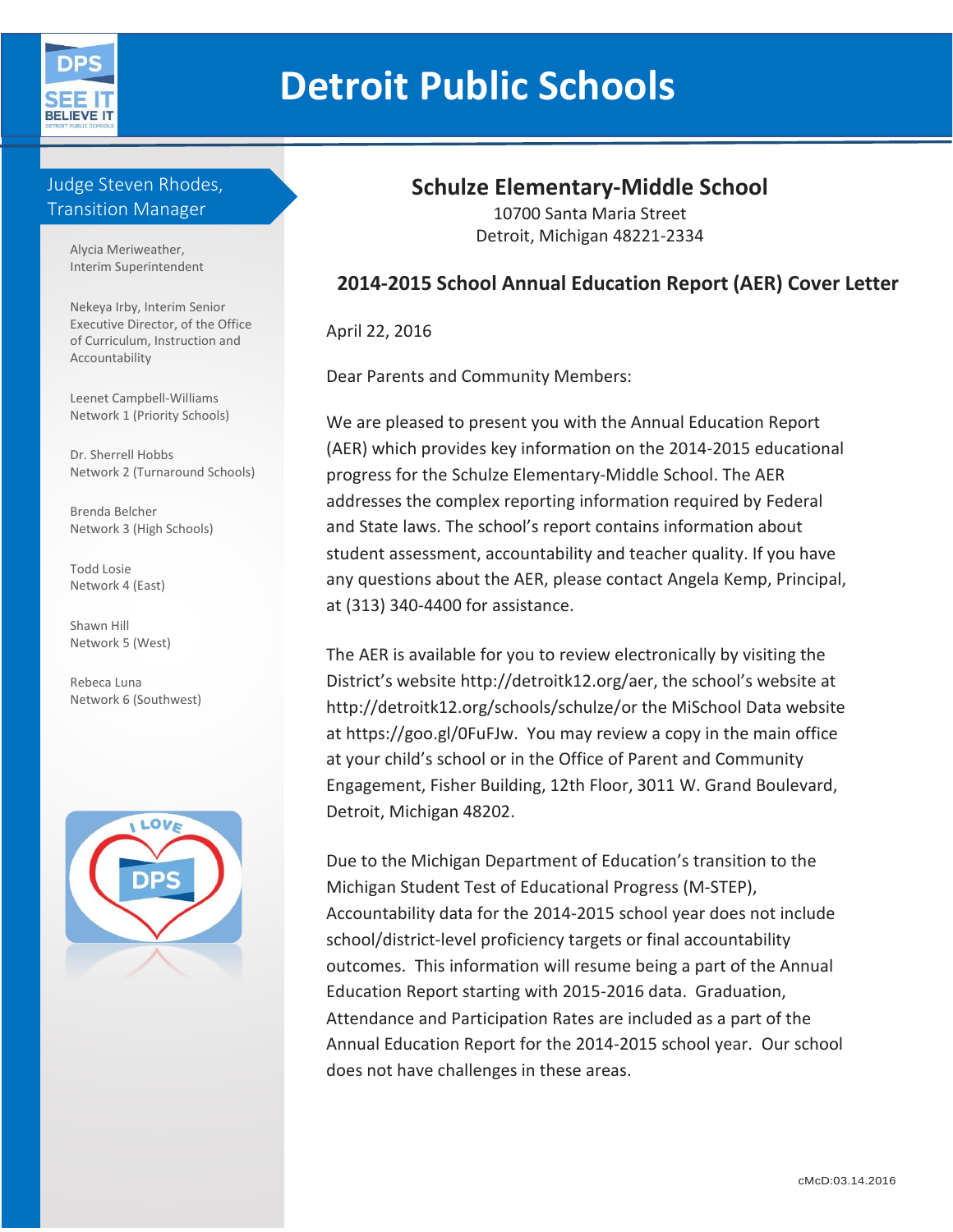# Detroit Public Schools

**Judge Steven Rhodes, Transition Manager**

Alycia Meriweather, Interim Superintendent

Nekeya Irby, Interim Senior Executive Director, of the Office of Curriculum, Instruction and Accountability

Leenet Campbell-Williams Network 1 (Priority Schools)

Dr. Sherrell Hobbs Network 2 (Turnaround Schools)

Brenda Belcher Network 3 (High Schools)

Todd Losie Network 4 (East)

Shawn Hill Network 5 (West)

Rebeca Luna Network 6 (Southwest)

## Schulze Elementary-Middle School

10700 Santa Maria Street
Detroit, Michigan 48221-2334

### 2014-2015 School Annual Education Report (AER) Cover Letter

April 22, 2016

Dear Parents and Community Members:

We are pleased to present you with the Annual Education Report (AER) which provides key information on the 2014-2015 educational progress for the Schulze Elementary-Middle School. The AER addresses the complex reporting information required by Federal and State laws. The school's report contains information about student assessment, accountability and teacher quality. If you have any questions about the AER, please contact Angela Kemp, Principal, at (313) 340-4400 for assistance.

The AER is available for you to review electronically by visiting the District's website http://detroitk12.org/aer, the school's website at http://detroitk12.org/schools/schulze/or the MiSchool Data website at https://goo.gl/0FuFJw. You may review a copy in the main office at your child's school or in the Office of Parent and Community Engagement, Fisher Building, 12th Floor, 3011 W. Grand Boulevard, Detroit, Michigan 48202.

Due to the Michigan Department of Education's transition to the Michigan Student Test of Educational Progress (M-STEP), Accountability data for the 2014-2015 school year does not include school/district-level proficiency targets or final accountability outcomes. This information will resume being a part of the Annual Education Report starting with 2015-2016 data. Graduation, Attendance and Participation Rates are included as a part of the Annual Education Report for the 2014-2015 school year. Our school does not have challenges in these areas.

cMcD:03.14.2016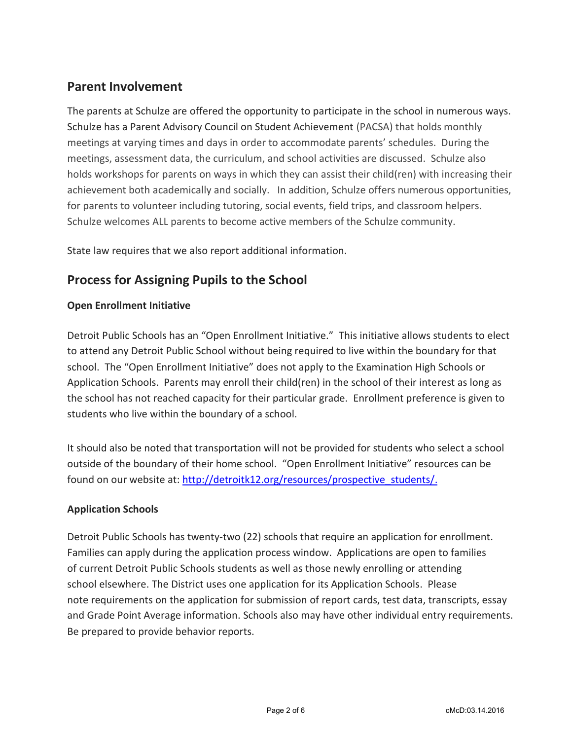## Parent Involvement

The parents at Schulze are offered the opportunity to participate in the school in numerous ways. Schulze has a Parent Advisory Council on Student Achievement (PACSA) that holds monthly meetings at varying times and days in order to accommodate parents' schedules. During the meetings, assessment data, the curriculum, and school activities are discussed. Schulze also holds workshops for parents on ways in which they can assist their child(ren) with increasing their achievement both academically and socially. In addition, Schulze offers numerous opportunities, for parents to volunteer including tutoring, social events, field trips, and classroom helpers. Schulze welcomes ALL parents to become active members of the Schulze community.

State law requires that we also report additional information.

## Process for Assigning Pupils to the School

### Open Enrollment Initiative

Detroit Public Schools has an "Open Enrollment Initiative." This initiative allows students to elect to attend any Detroit Public School without being required to live within the boundary for that school. The "Open Enrollment Initiative" does not apply to the Examination High Schools or Application Schools. Parents may enroll their child(ren) in the school of their interest as long as the school has not reached capacity for their particular grade. Enrollment preference is given to students who live within the boundary of a school.

It should also be noted that transportation will not be provided for students who select a school outside of the boundary of their home school. "Open Enrollment Initiative" resources can be found on our website at: http://detroitk12.org/resources/prospective_students/.

### Application Schools

Detroit Public Schools has twenty-two (22) schools that require an application for enrollment. Families can apply during the application process window. Applications are open to families of current Detroit Public Schools students as well as those newly enrolling or attending school elsewhere. The District uses one application for its Application Schools. Please note requirements on the application for submission of report cards, test data, transcripts, essay and Grade Point Average information. Schools also may have other individual entry requirements. Be prepared to provide behavior reports.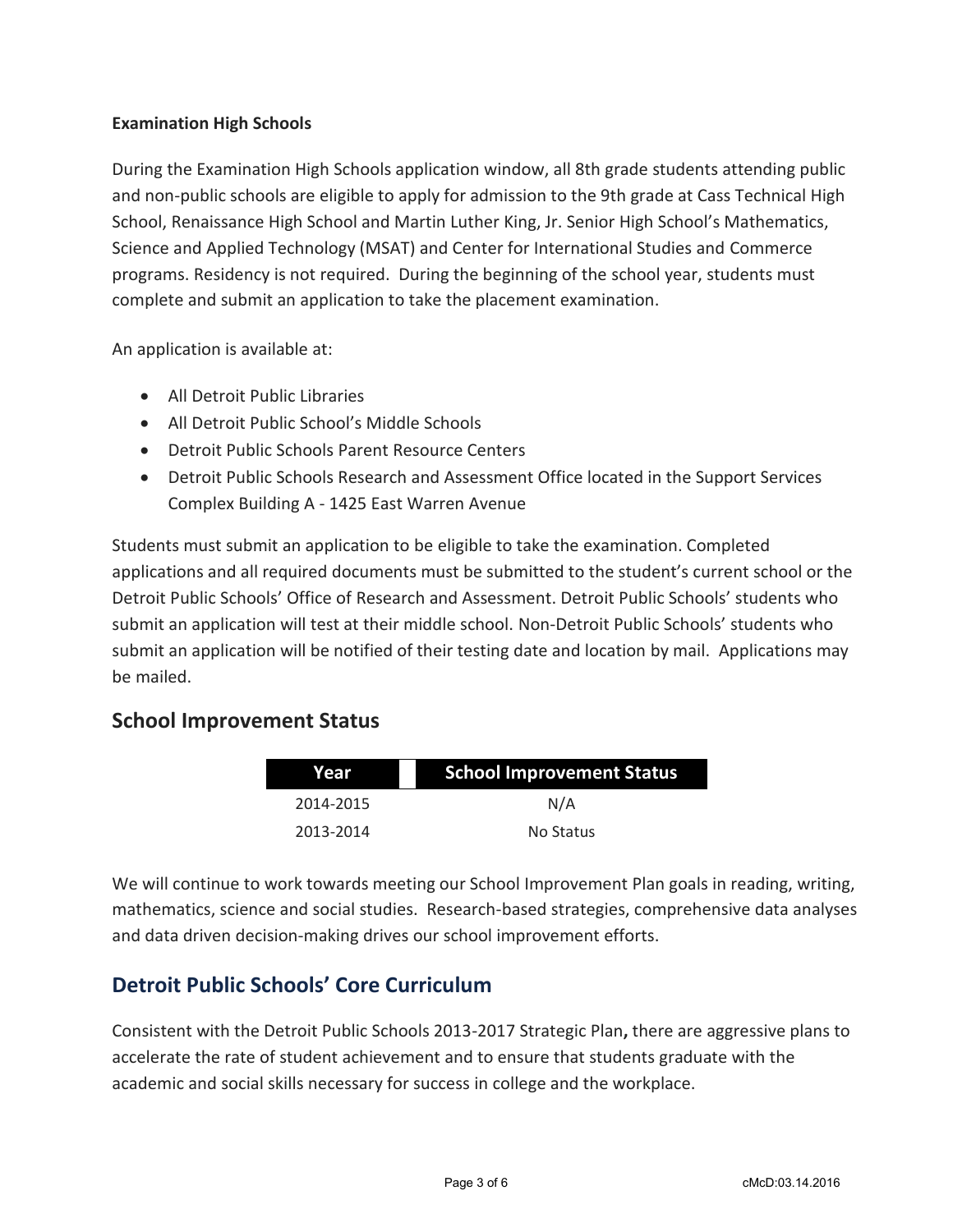**Examination High Schools**

During the Examination High Schools application window, all 8th grade students attending public and non-public schools are eligible to apply for admission to the 9th grade at Cass Technical High School, Renaissance High School and Martin Luther King, Jr. Senior High School's Mathematics, Science and Applied Technology (MSAT) and Center for International Studies and Commerce programs. Residency is not required. During the beginning of the school year, students must complete and submit an application to take the placement examination.

An application is available at:

- All Detroit Public Libraries
- All Detroit Public School's Middle Schools
- Detroit Public Schools Parent Resource Centers
- Detroit Public Schools Research and Assessment Office located in the Support Services Complex Building A - 1425 East Warren Avenue

Students must submit an application to be eligible to take the examination. Completed applications and all required documents must be submitted to the student's current school or the Detroit Public Schools' Office of Research and Assessment. Detroit Public Schools' students who submit an application will test at their middle school. Non-Detroit Public Schools' students who submit an application will be notified of their testing date and location by mail. Applications may be mailed.

## School Improvement Status

| Year | School Improvement Status |
|---|---|
| 2014-2015 | N/A |
| 2013-2014 | No Status |

We will continue to work towards meeting our School Improvement Plan goals in reading, writing, mathematics, science and social studies. Research-based strategies, comprehensive data analyses and data driven decision-making drives our school improvement efforts.

## Detroit Public Schools' Core Curriculum

Consistent with the Detroit Public Schools 2013-2017 Strategic Plan**,** there are aggressive plans to accelerate the rate of student achievement and to ensure that students graduate with the academic and social skills necessary for success in college and the workplace.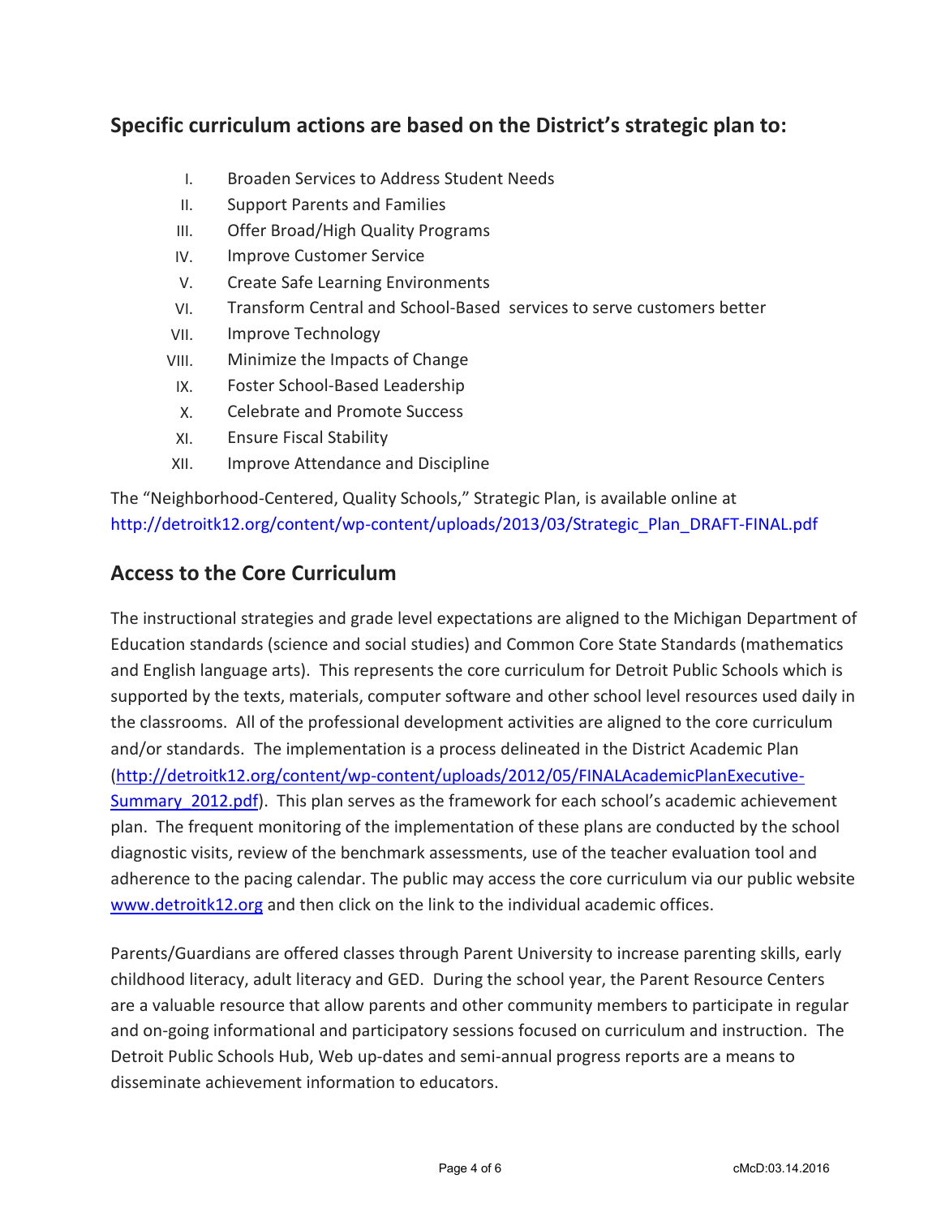## Specific curriculum actions are based on the District's strategic plan to:

I. Broaden Services to Address Student Needs
II. Support Parents and Families
III. Offer Broad/High Quality Programs
IV. Improve Customer Service
V. Create Safe Learning Environments
VI. Transform Central and School-Based services to serve customers better
VII. Improve Technology
VIII. Minimize the Impacts of Change
IX. Foster School-Based Leadership
X. Celebrate and Promote Success
XI. Ensure Fiscal Stability
XII. Improve Attendance and Discipline

The "Neighborhood-Centered, Quality Schools," Strategic Plan, is available online at http://detroitk12.org/content/wp-content/uploads/2013/03/Strategic_Plan_DRAFT-FINAL.pdf

## Access to the Core Curriculum

The instructional strategies and grade level expectations are aligned to the Michigan Department of Education standards (science and social studies) and Common Core State Standards (mathematics and English language arts). This represents the core curriculum for Detroit Public Schools which is supported by the texts, materials, computer software and other school level resources used daily in the classrooms. All of the professional development activities are aligned to the core curriculum and/or standards. The implementation is a process delineated in the District Academic Plan (http://detroitk12.org/content/wp-content/uploads/2012/05/FINALAcademicPlanExecutive-Summary_2012.pdf). This plan serves as the framework for each school's academic achievement plan. The frequent monitoring of the implementation of these plans are conducted by the school diagnostic visits, review of the benchmark assessments, use of the teacher evaluation tool and adherence to the pacing calendar. The public may access the core curriculum via our public website www.detroitk12.org and then click on the link to the individual academic offices.

Parents/Guardians are offered classes through Parent University to increase parenting skills, early childhood literacy, adult literacy and GED. During the school year, the Parent Resource Centers are a valuable resource that allow parents and other community members to participate in regular and on-going informational and participatory sessions focused on curriculum and instruction. The Detroit Public Schools Hub, Web up-dates and semi-annual progress reports are a means to disseminate achievement information to educators.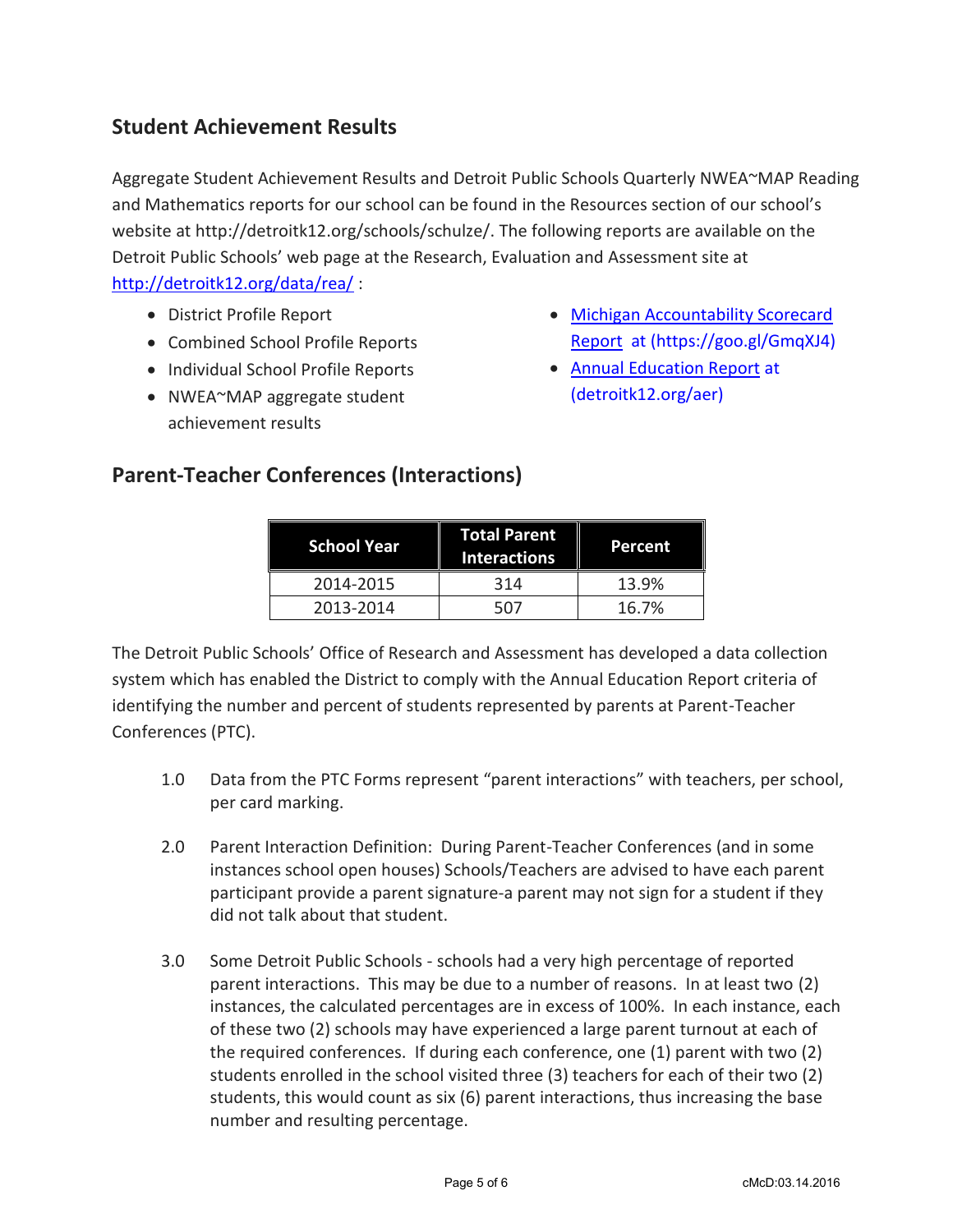## Student Achievement Results

Aggregate Student Achievement Results and Detroit Public Schools Quarterly NWEA~MAP Reading and Mathematics reports for our school can be found in the Resources section of our school's website at http://detroitk12.org/schools/schulze/. The following reports are available on the Detroit Public Schools' web page at the Research, Evaluation and Assessment site at [http://detroitk12.org/data/rea/](http://detroitk12.org/data/rea/) :

- District Profile Report
- Combined School Profile Reports
- Individual School Profile Reports
- NWEA~MAP aggregate student achievement results
- [Michigan Accountability Scorecard Report](https://goo.gl/GmqXJ4) at (https://goo.gl/GmqXJ4)
- [Annual Education Report](detroitk12.org/aer) at (detroitk12.org/aer)

## Parent-Teacher Conferences (Interactions)

| School Year | Total Parent Interactions | Percent |
|---|---|---|
| 2014-2015 | 314 | 13.9% |
| 2013-2014 | 507 | 16.7% |

The Detroit Public Schools' Office of Research and Assessment has developed a data collection system which has enabled the District to comply with the Annual Education Report criteria of identifying the number and percent of students represented by parents at Parent-Teacher Conferences (PTC).

1.0 Data from the PTC Forms represent "parent interactions" with teachers, per school, per card marking.

2.0 Parent Interaction Definition: During Parent-Teacher Conferences (and in some instances school open houses) Schools/Teachers are advised to have each parent participant provide a parent signature-a parent may not sign for a student if they did not talk about that student.

3.0 Some Detroit Public Schools - schools had a very high percentage of reported parent interactions. This may be due to a number of reasons. In at least two (2) instances, the calculated percentages are in excess of 100%. In each instance, each of these two (2) schools may have experienced a large parent turnout at each of the required conferences. If during each conference, one (1) parent with two (2) students enrolled in the school visited three (3) teachers for each of their two (2) students, this would count as six (6) parent interactions, thus increasing the base number and resulting percentage.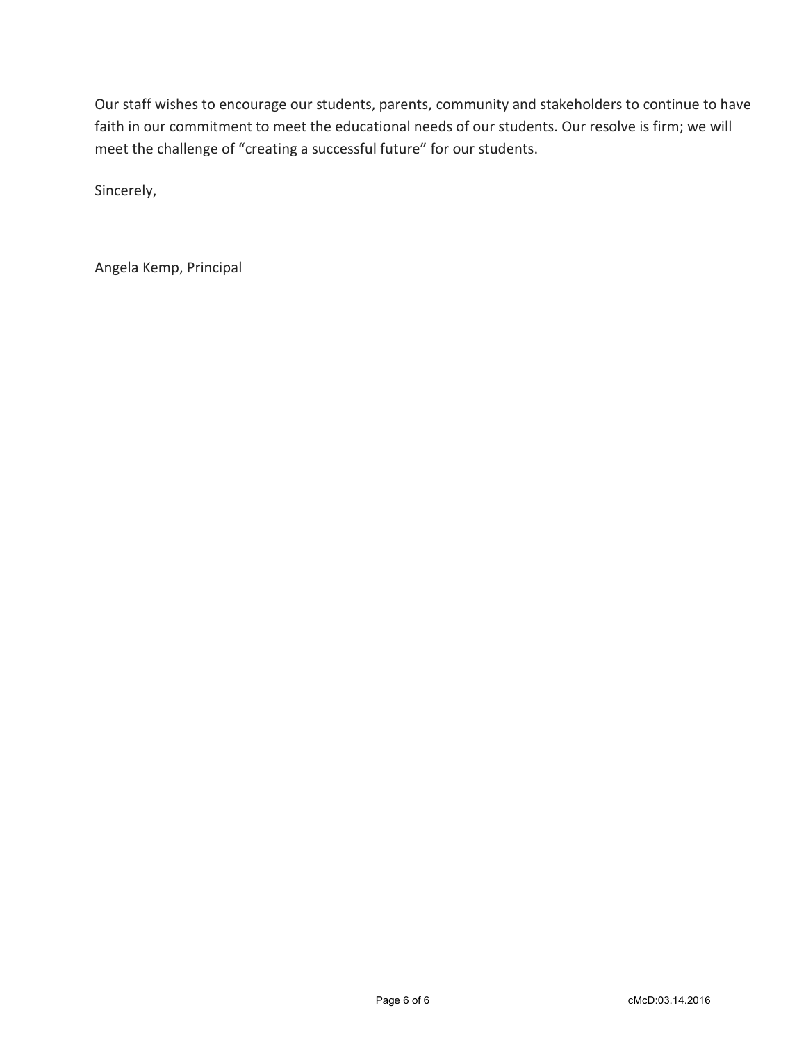Our staff wishes to encourage our students, parents, community and stakeholders to continue to have faith in our commitment to meet the educational needs of our students. Our resolve is firm; we will meet the challenge of "creating a successful future" for our students.

Sincerely,

Angela Kemp, Principal